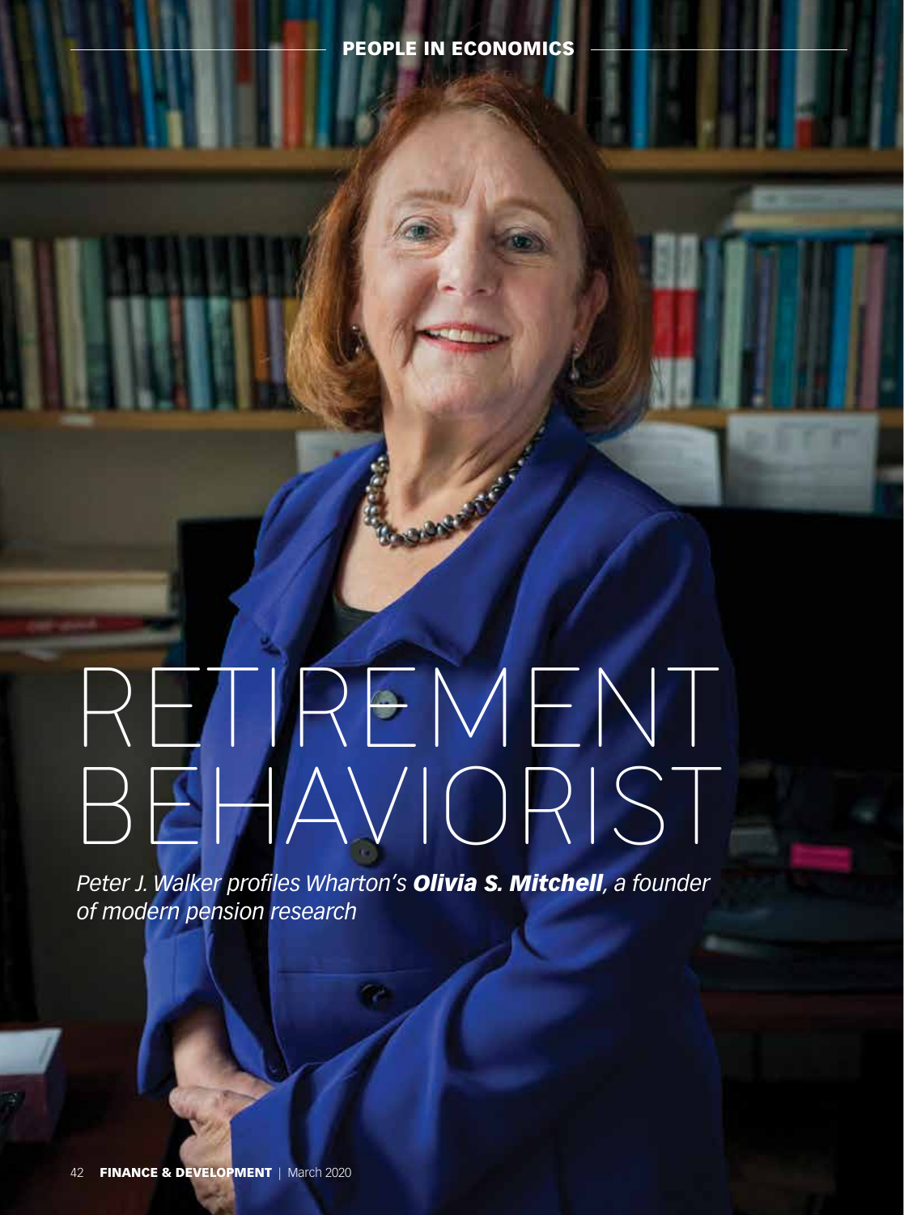# RETIREMENT BEHAVIORIST

*Peter J. Walker profiles Wharton's **Olivia S. Mitchell**, a founder of modern pension research*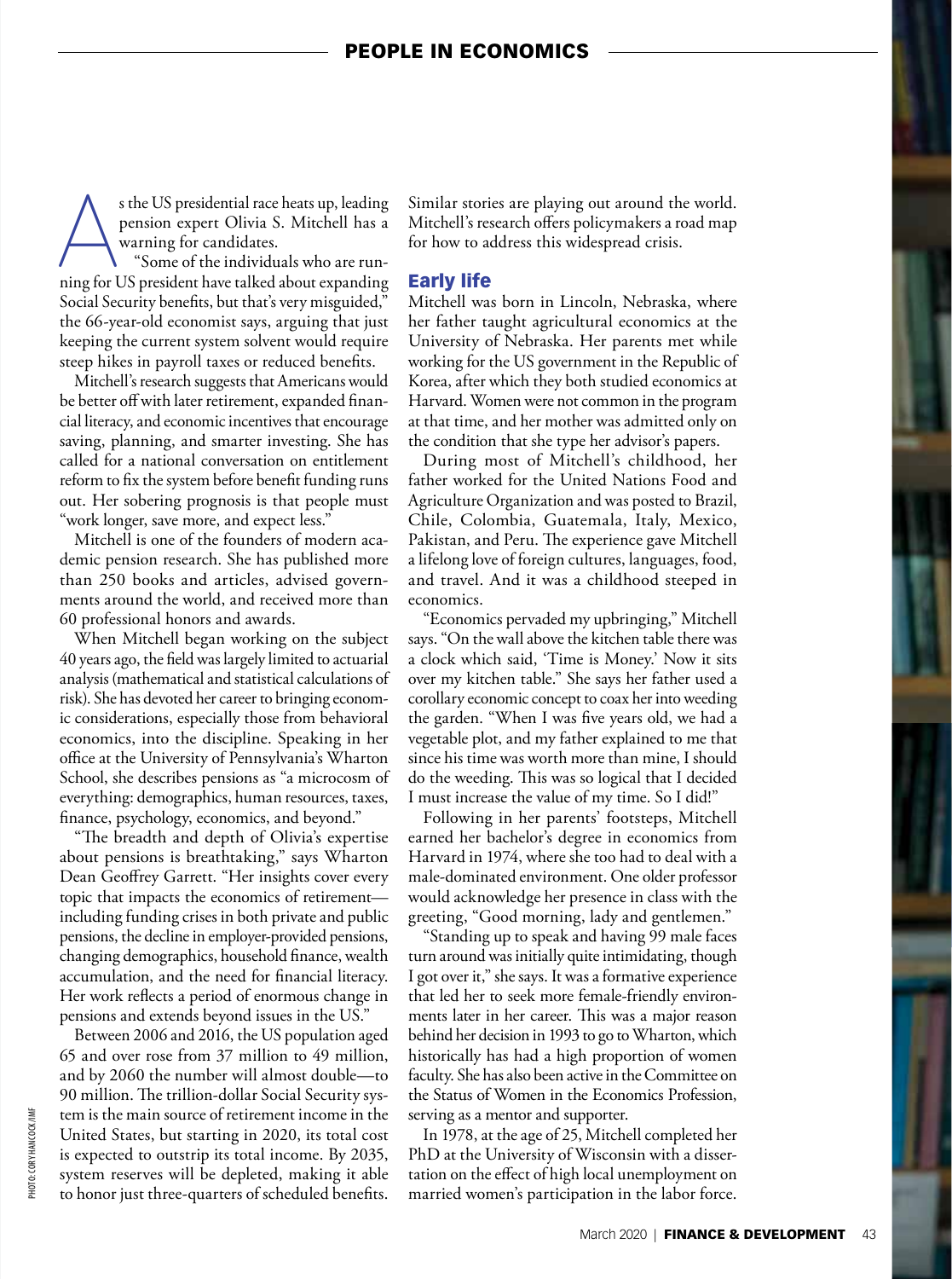As the US presidential race heats up, leading pension expert Olivia S. Mitchell has a warning for candidates.

"Some of the individuals who are running for US president have talked about expanding Social Security benefits, but that's very misguided," the 66-year-old economist says, arguing that just keeping the current system solvent would require steep hikes in payroll taxes or reduced benefits.

Mitchell's research suggests that Americans would be better off with later retirement, expanded financial literacy, and economic incentives that encourage saving, planning, and smarter investing. She has called for a national conversation on entitlement reform to fix the system before benefit funding runs out. Her sobering prognosis is that people must "work longer, save more, and expect less."

Mitchell is one of the founders of modern academic pension research. She has published more than 250 books and articles, advised governments around the world, and received more than 60 professional honors and awards.

When Mitchell began working on the subject 40 years ago, the field was largely limited to actuarial analysis (mathematical and statistical calculations of risk). She has devoted her career to bringing economic considerations, especially those from behavioral economics, into the discipline. Speaking in her office at the University of Pennsylvania's Wharton School, she describes pensions as "a microcosm of everything: demographics, human resources, taxes, finance, psychology, economics, and beyond."

"The breadth and depth of Olivia's expertise about pensions is breathtaking," says Wharton Dean Geoffrey Garrett. "Her insights cover every topic that impacts the economics of retirement—including funding crises in both private and public pensions, the decline in employer-provided pensions, changing demographics, household finance, wealth accumulation, and the need for financial literacy. Her work reflects a period of enormous change in pensions and extends beyond issues in the US."

Between 2006 and 2016, the US population aged 65 and over rose from 37 million to 49 million, and by 2060 the number will almost double—to 90 million. The trillion-dollar Social Security system is the main source of retirement income in the United States, but starting in 2020, its total cost is expected to outstrip its total income. By 2035, system reserves will be depleted, making it able to honor just three-quarters of scheduled benefits. Similar stories are playing out around the world. Mitchell's research offers policymakers a road map for how to address this widespread crisis.

## Early life

Mitchell was born in Lincoln, Nebraska, where her father taught agricultural economics at the University of Nebraska. Her parents met while working for the US government in the Republic of Korea, after which they both studied economics at Harvard. Women were not common in the program at that time, and her mother was admitted only on the condition that she type her advisor's papers.

During most of Mitchell's childhood, her father worked for the United Nations Food and Agriculture Organization and was posted to Brazil, Chile, Colombia, Guatemala, Italy, Mexico, Pakistan, and Peru. The experience gave Mitchell a lifelong love of foreign cultures, languages, food, and travel. And it was a childhood steeped in economics.

"Economics pervaded my upbringing," Mitchell says. "On the wall above the kitchen table there was a clock which said, 'Time is Money.' Now it sits over my kitchen table." She says her father used a corollary economic concept to coax her into weeding the garden. "When I was five years old, we had a vegetable plot, and my father explained to me that since his time was worth more than mine, I should do the weeding. This was so logical that I decided I must increase the value of my time. So I did!"

Following in her parents' footsteps, Mitchell earned her bachelor's degree in economics from Harvard in 1974, where she too had to deal with a male-dominated environment. One older professor would acknowledge her presence in class with the greeting, "Good morning, lady and gentlemen."

"Standing up to speak and having 99 male faces turn around was initially quite intimidating, though I got over it," she says. It was a formative experience that led her to seek more female-friendly environments later in her career. This was a major reason behind her decision in 1993 to go to Wharton, which historically has had a high proportion of women faculty. She has also been active in the Committee on the Status of Women in the Economics Profession, serving as a mentor and supporter.

In 1978, at the age of 25, Mitchell completed her PhD at the University of Wisconsin with a dissertation on the effect of high local unemployment on married women's participation in the labor force.

PHOTO: CORY HANCOCK/IMF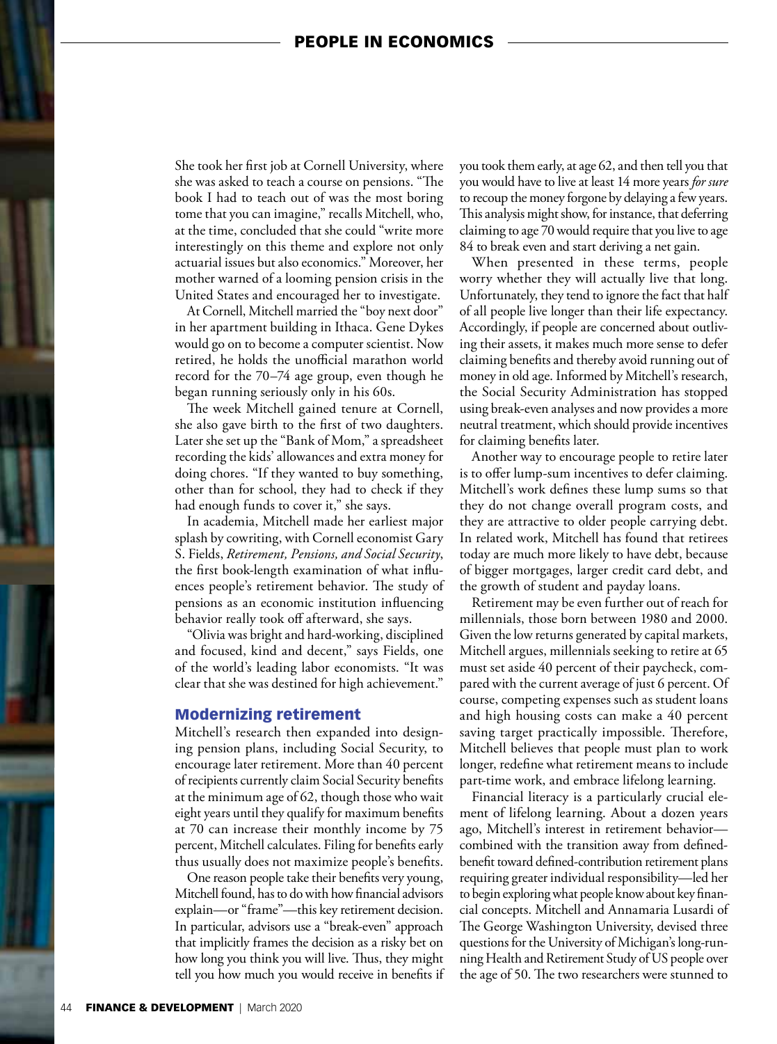She took her first job at Cornell University, where she was asked to teach a course on pensions. "The book I had to teach out of was the most boring tome that you can imagine," recalls Mitchell, who, at the time, concluded that she could "write more interestingly on this theme and explore not only actuarial issues but also economics." Moreover, her mother warned of a looming pension crisis in the United States and encouraged her to investigate.

At Cornell, Mitchell married the "boy next door" in her apartment building in Ithaca. Gene Dykes would go on to become a computer scientist. Now retired, he holds the unofficial marathon world record for the 70–74 age group, even though he began running seriously only in his 60s.

The week Mitchell gained tenure at Cornell, she also gave birth to the first of two daughters. Later she set up the "Bank of Mom," a spreadsheet recording the kids' allowances and extra money for doing chores. "If they wanted to buy something, other than for school, they had to check if they had enough funds to cover it," she says.

In academia, Mitchell made her earliest major splash by cowriting, with Cornell economist Gary S. Fields, *Retirement, Pensions, and Social Security*, the first book-length examination of what influences people's retirement behavior. The study of pensions as an economic institution influencing behavior really took off afterward, she says.

"Olivia was bright and hard-working, disciplined and focused, kind and decent," says Fields, one of the world's leading labor economists. "It was clear that she was destined for high achievement."

## Modernizing retirement

Mitchell's research then expanded into designing pension plans, including Social Security, to encourage later retirement. More than 40 percent of recipients currently claim Social Security benefits at the minimum age of 62, though those who wait eight years until they qualify for maximum benefits at 70 can increase their monthly income by 75 percent, Mitchell calculates. Filing for benefits early thus usually does not maximize people's benefits.

One reason people take their benefits very young, Mitchell found, has to do with how financial advisors explain—or "frame"—this key retirement decision. In particular, advisors use a "break-even" approach that implicitly frames the decision as a risky bet on how long you think you will live. Thus, they might tell you how much you would receive in benefits if you took them early, at age 62, and then tell you that you would have to live at least 14 more years *for sure* to recoup the money forgone by delaying a few years. This analysis might show, for instance, that deferring claiming to age 70 would require that you live to age 84 to break even and start deriving a net gain.

When presented in these terms, people worry whether they will actually live that long. Unfortunately, they tend to ignore the fact that half of all people live longer than their life expectancy. Accordingly, if people are concerned about outliving their assets, it makes much more sense to defer claiming benefits and thereby avoid running out of money in old age. Informed by Mitchell's research, the Social Security Administration has stopped using break-even analyses and now provides a more neutral treatment, which should provide incentives for claiming benefits later.

Another way to encourage people to retire later is to offer lump-sum incentives to defer claiming. Mitchell's work defines these lump sums so that they do not change overall program costs, and they are attractive to older people carrying debt. In related work, Mitchell has found that retirees today are much more likely to have debt, because of bigger mortgages, larger credit card debt, and the growth of student and payday loans.

Retirement may be even further out of reach for millennials, those born between 1980 and 2000. Given the low returns generated by capital markets, Mitchell argues, millennials seeking to retire at 65 must set aside 40 percent of their paycheck, compared with the current average of just 6 percent. Of course, competing expenses such as student loans and high housing costs can make a 40 percent saving target practically impossible. Therefore, Mitchell believes that people must plan to work longer, redefine what retirement means to include part-time work, and embrace lifelong learning.

Financial literacy is a particularly crucial element of lifelong learning. About a dozen years ago, Mitchell's interest in retirement behavior—combined with the transition away from defined-benefit toward defined-contribution retirement plans requiring greater individual responsibility—led her to begin exploring what people know about key financial concepts. Mitchell and Annamaria Lusardi of The George Washington University, devised three questions for the University of Michigan's long-running Health and Retirement Study of US people over the age of 50. The two researchers were stunned to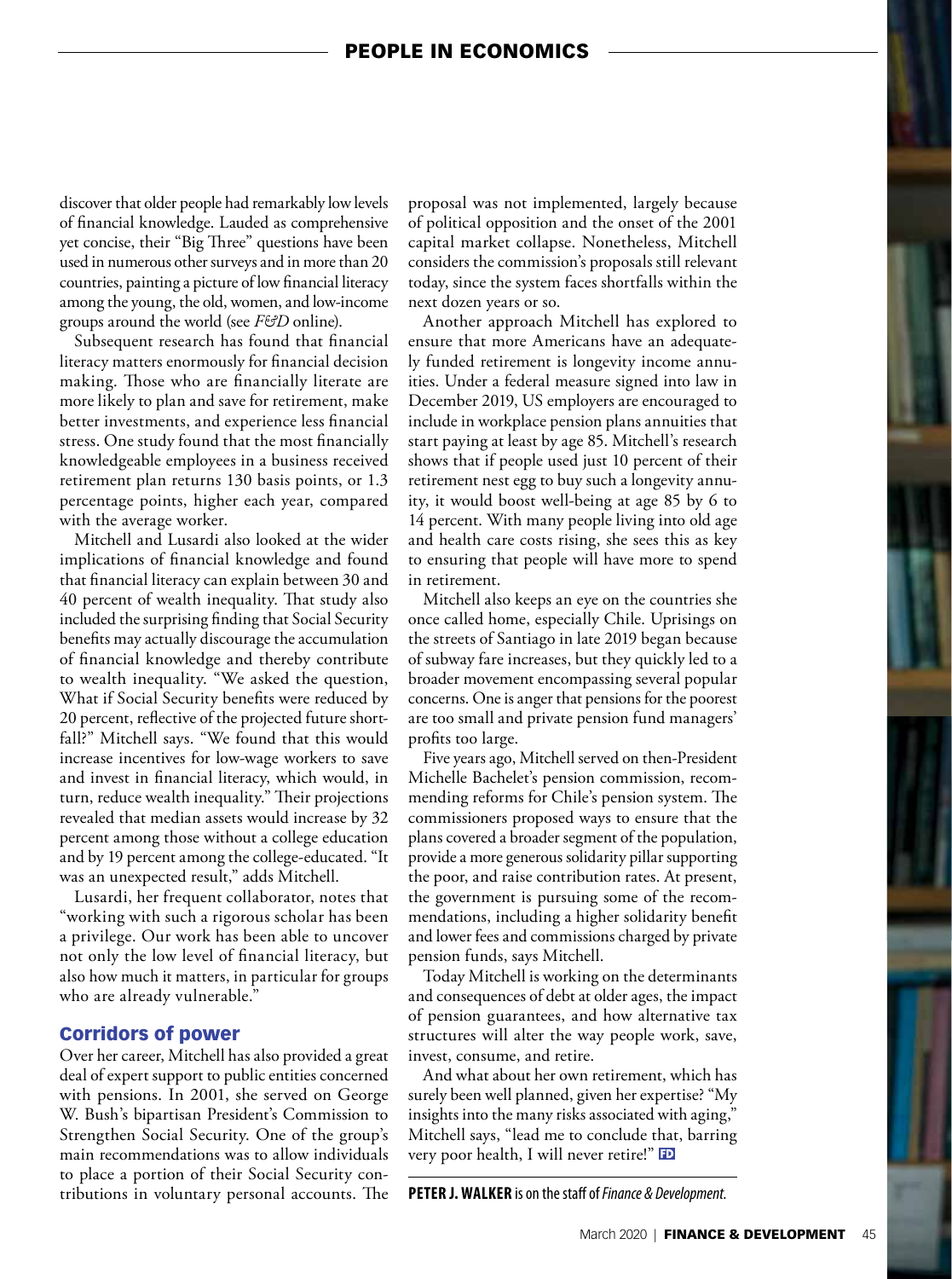discover that older people had remarkably low levels of financial knowledge. Lauded as comprehensive yet concise, their "Big Three" questions have been used in numerous other surveys and in more than 20 countries, painting a picture of low financial literacy among the young, the old, women, and low-income groups around the world (see *F&D* online).

Subsequent research has found that financial literacy matters enormously for financial decision making. Those who are financially literate are more likely to plan and save for retirement, make better investments, and experience less financial stress. One study found that the most financially knowledgeable employees in a business received retirement plan returns 130 basis points, or 1.3 percentage points, higher each year, compared with the average worker.

Mitchell and Lusardi also looked at the wider implications of financial knowledge and found that financial literacy can explain between 30 and 40 percent of wealth inequality. That study also included the surprising finding that Social Security benefits may actually discourage the accumulation of financial knowledge and thereby contribute to wealth inequality. "We asked the question, What if Social Security benefits were reduced by 20 percent, reflective of the projected future shortfall?" Mitchell says. "We found that this would increase incentives for low-wage workers to save and invest in financial literacy, which would, in turn, reduce wealth inequality." Their projections revealed that median assets would increase by 32 percent among those without a college education and by 19 percent among the college-educated. "It was an unexpected result," adds Mitchell.

Lusardi, her frequent collaborator, notes that "working with such a rigorous scholar has been a privilege. Our work has been able to uncover not only the low level of financial literacy, but also how much it matters, in particular for groups who are already vulnerable."

## Corridors of power

Over her career, Mitchell has also provided a great deal of expert support to public entities concerned with pensions. In 2001, she served on George W. Bush's bipartisan President's Commission to Strengthen Social Security. One of the group's main recommendations was to allow individuals to place a portion of their Social Security contributions in voluntary personal accounts. The proposal was not implemented, largely because of political opposition and the onset of the 2001 capital market collapse. Nonetheless, Mitchell considers the commission's proposals still relevant today, since the system faces shortfalls within the next dozen years or so.

Another approach Mitchell has explored to ensure that more Americans have an adequately funded retirement is longevity income annuities. Under a federal measure signed into law in December 2019, US employers are encouraged to include in workplace pension plans annuities that start paying at least by age 85. Mitchell's research shows that if people used just 10 percent of their retirement nest egg to buy such a longevity annuity, it would boost well-being at age 85 by 6 to 14 percent. With many people living into old age and health care costs rising, she sees this as key to ensuring that people will have more to spend in retirement.

Mitchell also keeps an eye on the countries she once called home, especially Chile. Uprisings on the streets of Santiago in late 2019 began because of subway fare increases, but they quickly led to a broader movement encompassing several popular concerns. One is anger that pensions for the poorest are too small and private pension fund managers' profits too large.

Five years ago, Mitchell served on then-President Michelle Bachelet's pension commission, recommending reforms for Chile's pension system. The commissioners proposed ways to ensure that the plans covered a broader segment of the population, provide a more generous solidarity pillar supporting the poor, and raise contribution rates. At present, the government is pursuing some of the recommendations, including a higher solidarity benefit and lower fees and commissions charged by private pension funds, says Mitchell.

Today Mitchell is working on the determinants and consequences of debt at older ages, the impact of pension guarantees, and how alternative tax structures will alter the way people work, save, invest, consume, and retire.

And what about her own retirement, which has surely been well planned, given her expertise? "My insights into the many risks associated with aging," Mitchell says, "lead me to conclude that, barring very poor health, I will never retire!"

**PETER J. WALKER** is on the staff of *Finance & Development*.